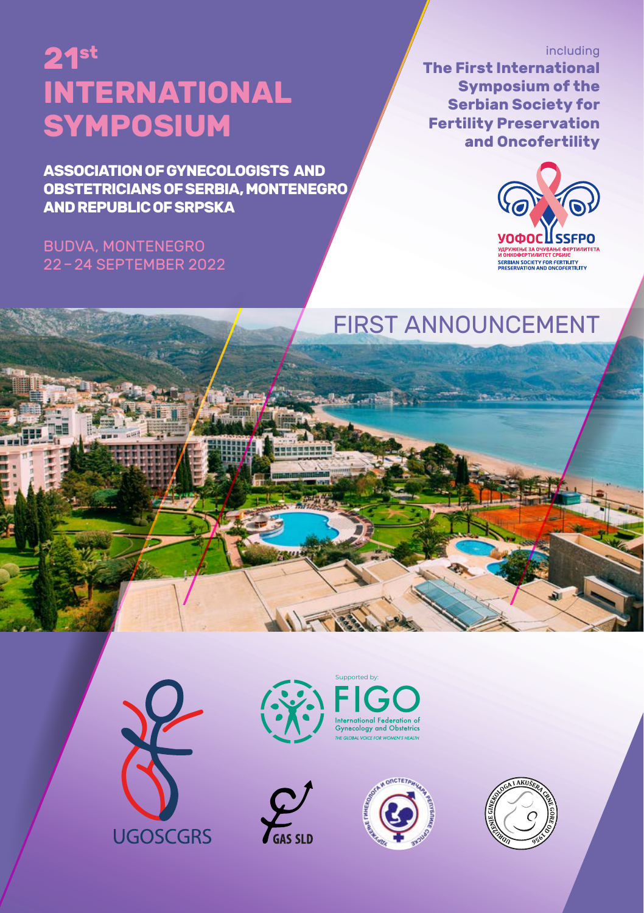# 21st INTERNATIONAL SYMPOSIUM

**ASSOCIATION OF GYNECOLOGISTS AND OBSTETRICIANS OF SERBIA, MONTENEGRO AND REPUBLIC OF SRPSKA**

BUDVA, MONTENEGRO
22 – 24 SEPTEMBER 2022

including
**The First International Symposium of the Serbian Society for Fertility Preservation and Oncofertility**

УОФОС SSFPO
УДРУЖЕЊЕ ЗА ОЧУВАЊЕ ФЕРТИЛИТЕТА И ОНКОФЕРТИЛИТЕТ СРБИЈЕ
SERBIAN SOCIETY FOR FERTILITY PRESERVATION AND ONCOFERTILITY

## FIRST ANNOUNCEMENT

UGOSCGRS

Supported by:
FIGO
International Federation of Gynecology and Obstetrics
THE GLOBAL VOICE FOR WOMEN'S HEALTH

GAS SLD

УДРУЖЕЊЕ ГИНЕКОЛОГА И ОПСТЕТРИЧАРА РЕПУБЛИКЕ СРПСКЕ

UDRUŽENJE GINEKOLOGA I AKUŠERA CRNE GORE OD 1956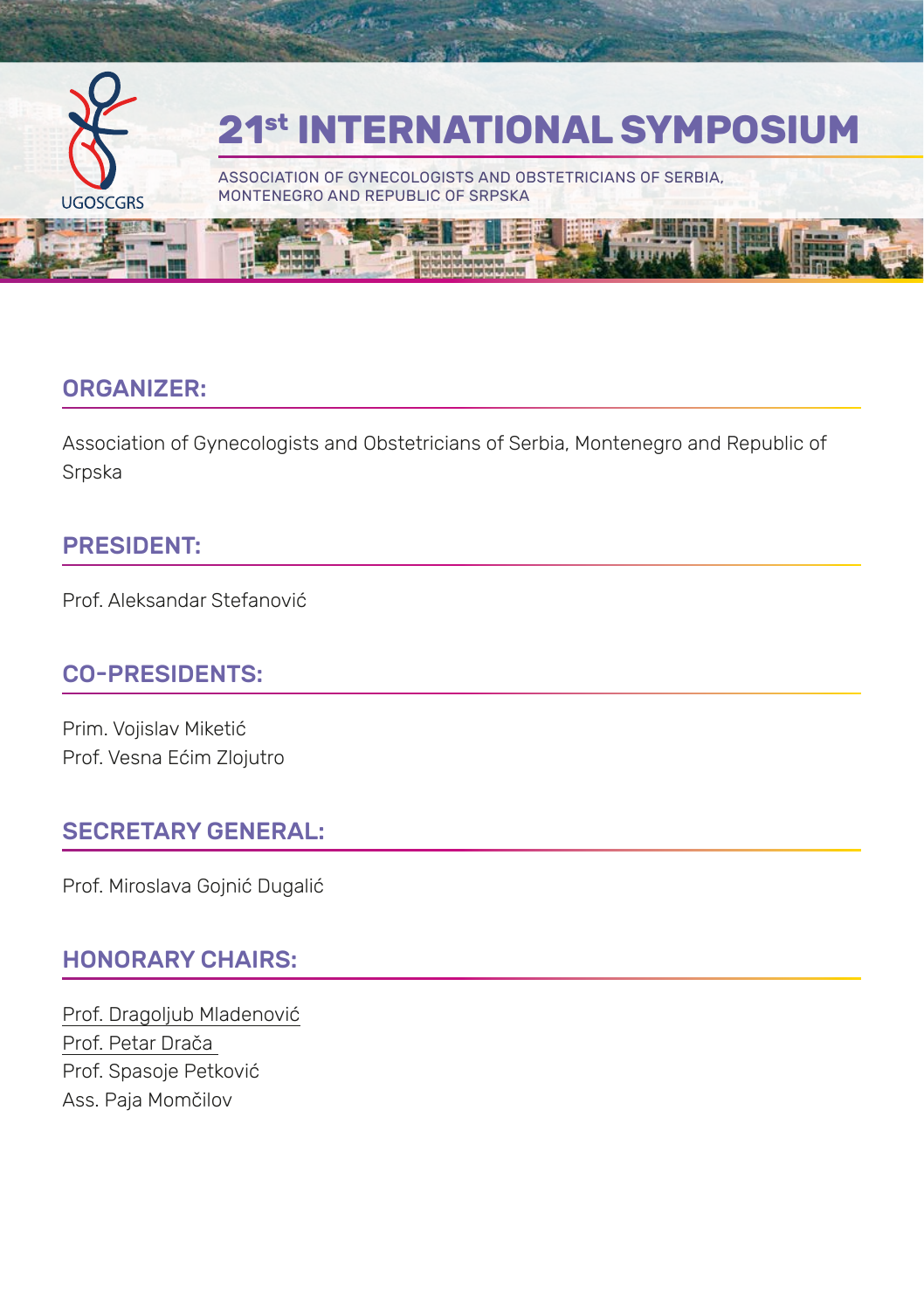# 21st INTERNATIONAL SYMPOSIUM

ASSOCIATION OF GYNECOLOGISTS AND OBSTETRICIANS OF SERBIA, MONTENEGRO AND REPUBLIC OF SRPSKA

## ORGANIZER:

Association of Gynecologists and Obstetricians of Serbia, Montenegro and Republic of Srpska

## PRESIDENT:

Prof. Aleksandar Stefanović

## CO-PRESIDENTS:

Prim. Vojislav Miketić
Prof. Vesna Ećim Zlojutro

## SECRETARY GENERAL:

Prof. Miroslava Gojnić Dugalić

## HONORARY CHAIRS:

Prof. Dragoljub Mladenović
Prof. Petar Drača
Prof. Spasoje Petković
Ass. Paja Momčilov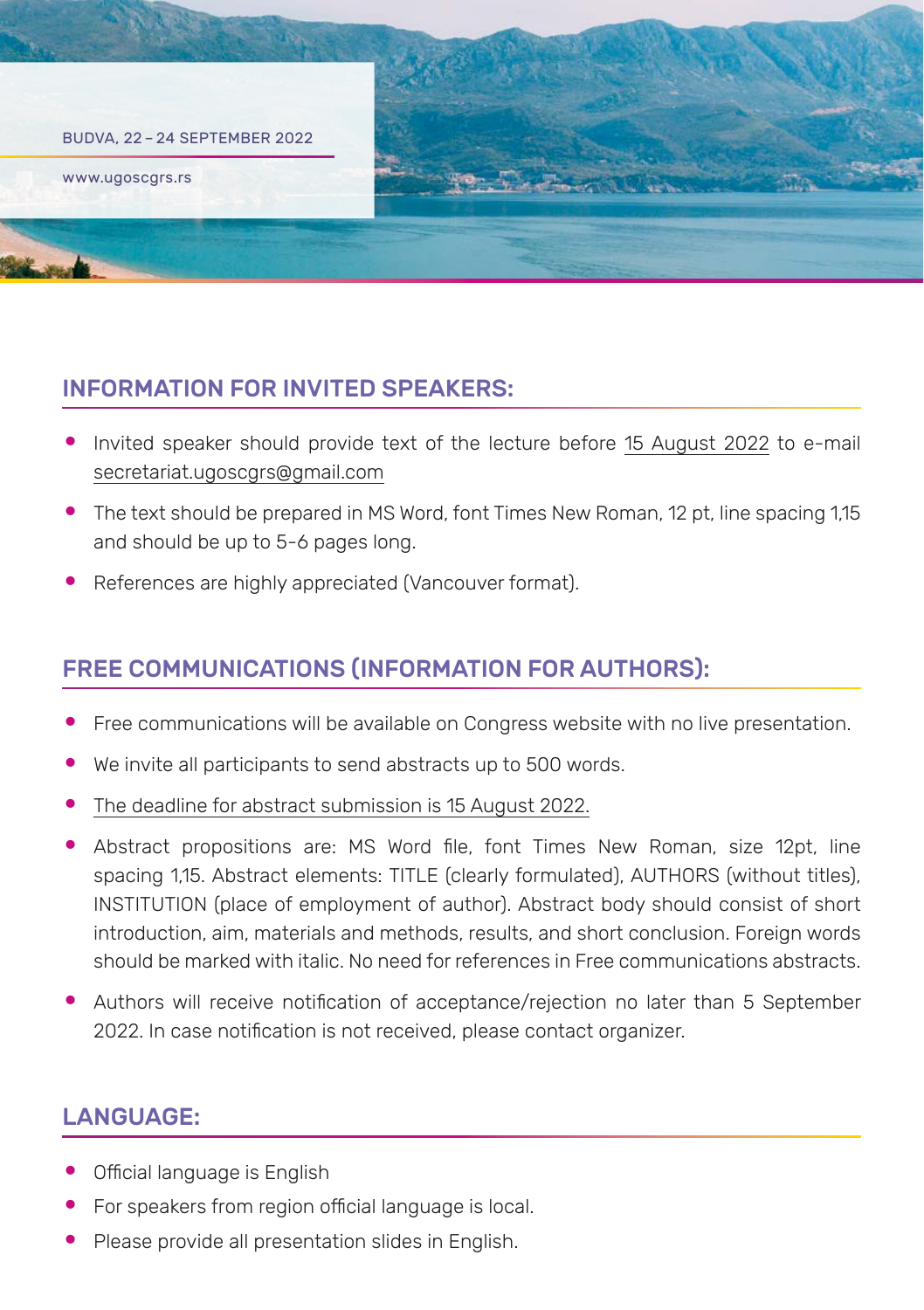BUDVA, 22 – 24 SEPTEMBER 2022

www.ugoscgrs.rs

## INFORMATION FOR INVITED SPEAKERS:

- Invited speaker should provide text of the lecture before 15 August 2022 to e-mail secretariat.ugoscgrs@gmail.com
- The text should be prepared in MS Word, font Times New Roman, 12 pt, line spacing 1,15 and should be up to 5-6 pages long.
- References are highly appreciated (Vancouver format).

## FREE COMMUNICATIONS (INFORMATION FOR AUTHORS):

- Free communications will be available on Congress website with no live presentation.
- We invite all participants to send abstracts up to 500 words.
- The deadline for abstract submission is 15 August 2022.
- Abstract propositions are: MS Word file, font Times New Roman, size 12pt, line spacing 1,15. Abstract elements: TITLE (clearly formulated), AUTHORS (without titles), INSTITUTION (place of employment of author). Abstract body should consist of short introduction, aim, materials and methods, results, and short conclusion. Foreign words should be marked with italic. No need for references in Free communications abstracts.
- Authors will receive notification of acceptance/rejection no later than 5 September 2022. In case notification is not received, please contact organizer.

## LANGUAGE:

- Official language is English
- For speakers from region official language is local.
- Please provide all presentation slides in English.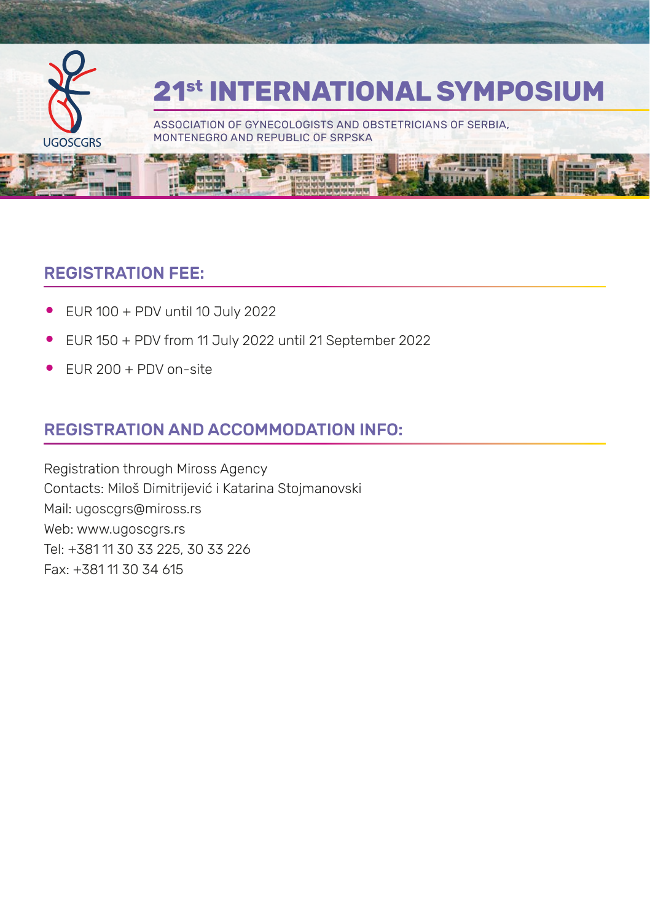# 21st INTERNATIONAL SYMPOSIUM

ASSOCIATION OF GYNECOLOGISTS AND OBSTETRICIANS OF SERBIA, MONTENEGRO AND REPUBLIC OF SRPSKA

## REGISTRATION FEE:

- EUR 100 + PDV until 10 July 2022
- EUR 150 + PDV from 11 July 2022 until 21 September 2022
- EUR 200 + PDV on-site

## REGISTRATION AND ACCOMMODATION INFO:

Registration through Miross Agency
Contacts: Miloš Dimitrijević i Katarina Stojmanovski
Mail: ugoscgrs@miross.rs
Web: www.ugoscgrs.rs
Tel: +381 11 30 33 225, 30 33 226
Fax: +381 11 30 34 615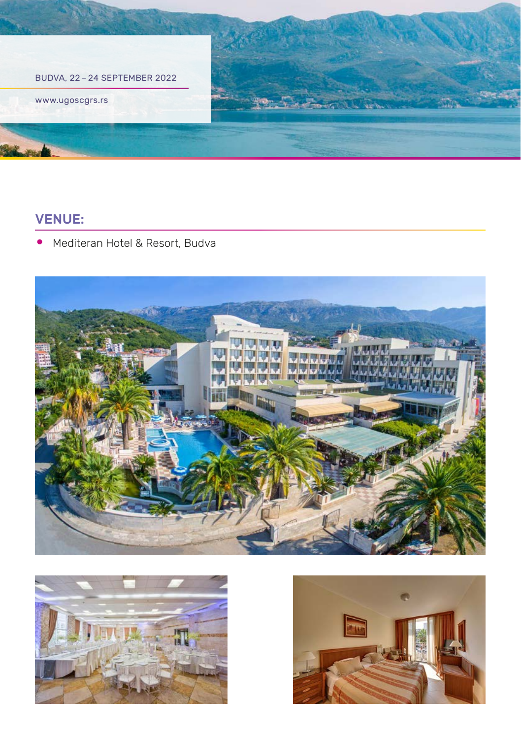BUDVA, 22 – 24 SEPTEMBER 2022

www.ugoscgrs.rs

## VENUE:

- Mediteran Hotel & Resort, Budva